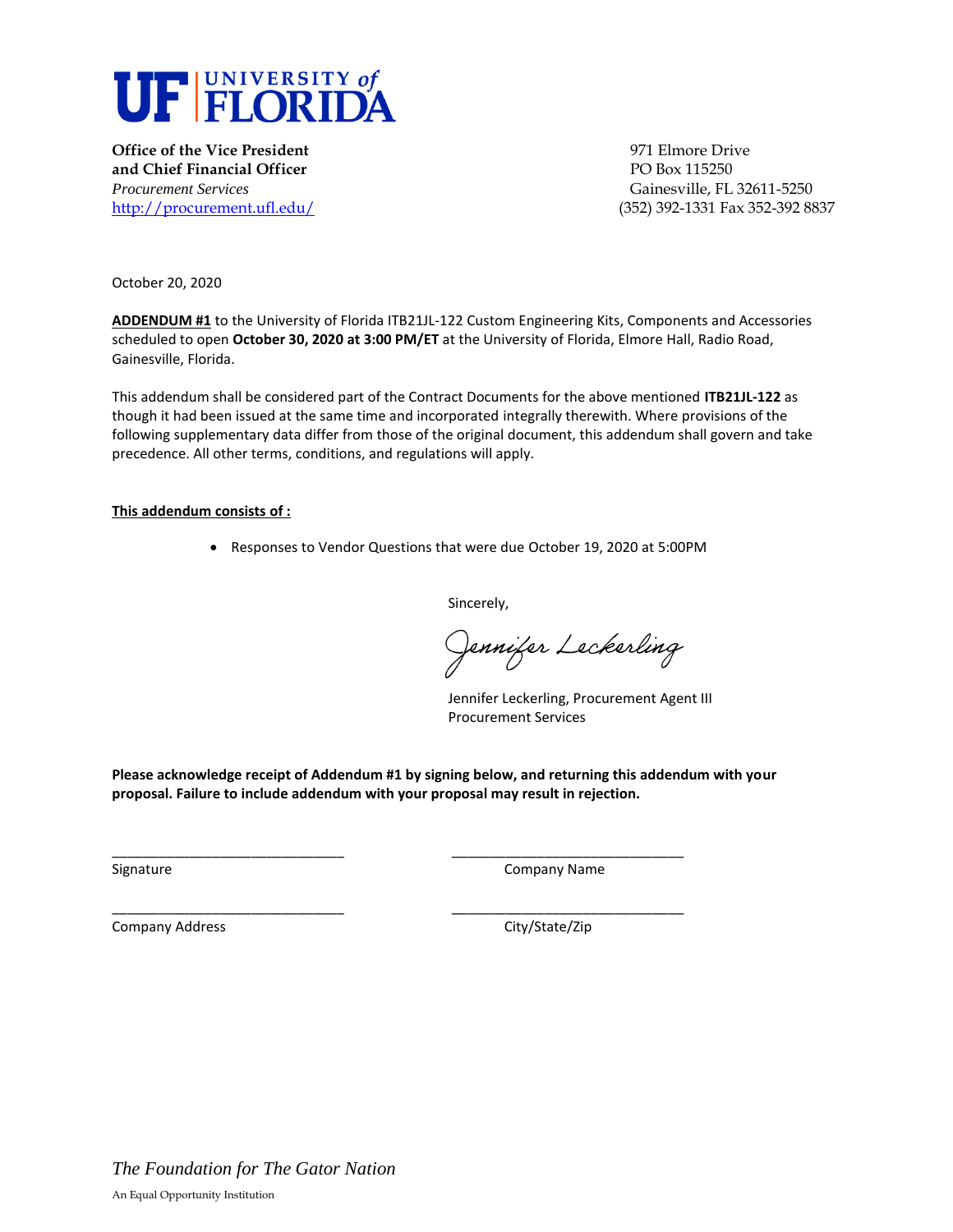**UF | UNIVERSITY of FLORIDA**

**Office of the Vice President**
**and Chief Financial Officer**
*Procurement Services*
http://procurement.ufl.edu/

971 Elmore Drive
PO Box 115250
Gainesville, FL 32611-5250
(352) 392-1331 Fax 352-392 8837

October 20, 2020

**ADDENDUM #1** to the University of Florida ITB21JL-122 Custom Engineering Kits, Components and Accessories scheduled to open **October 30, 2020 at 3:00 PM/ET** at the University of Florida, Elmore Hall, Radio Road, Gainesville, Florida.

This addendum shall be considered part of the Contract Documents for the above mentioned **ITB21JL-122** as though it had been issued at the same time and incorporated integrally therewith. Where provisions of the following supplementary data differ from those of the original document, this addendum shall govern and take precedence. All other terms, conditions, and regulations will apply.

**This addendum consists of :**

- Responses to Vendor Questions that were due October 19, 2020 at 5:00PM

Sincerely,

*Jennifer Leckerling*

Jennifer Leckerling, Procurement Agent III
Procurement Services

**Please acknowledge receipt of Addendum #1 by signing below, and returning this addendum with your proposal. Failure to include addendum with your proposal may result in rejection.**

\_\_\_\_\_\_\_\_\_\_\_\_\_\_\_\_\_\_\_\_\_\_\_\_\_\_\_\_\_\_ Signature

\_\_\_\_\_\_\_\_\_\_\_\_\_\_\_\_\_\_\_\_\_\_\_\_\_\_\_\_\_\_ Company Name

\_\_\_\_\_\_\_\_\_\_\_\_\_\_\_\_\_\_\_\_\_\_\_\_\_\_\_\_\_\_ Company Address

\_\_\_\_\_\_\_\_\_\_\_\_\_\_\_\_\_\_\_\_\_\_\_\_\_\_\_\_\_\_ City/State/Zip

*The Foundation for The Gator Nation*

An Equal Opportunity Institution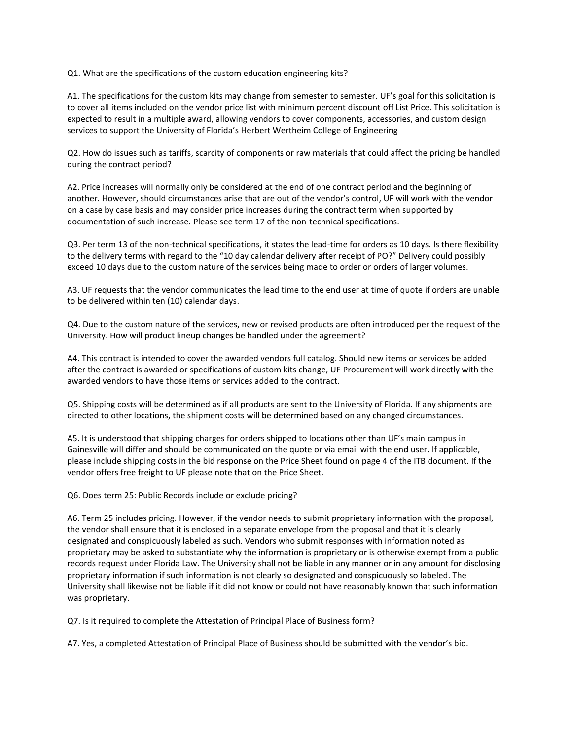Q1. What are the specifications of the custom education engineering kits?

A1. The specifications for the custom kits may change from semester to semester. UF's goal for this solicitation is to cover all items included on the vendor price list with minimum percent discount off List Price. This solicitation is expected to result in a multiple award, allowing vendors to cover components, accessories, and custom design services to support the University of Florida's Herbert Wertheim College of Engineering

Q2. How do issues such as tariffs, scarcity of components or raw materials that could affect the pricing be handled during the contract period?

A2. Price increases will normally only be considered at the end of one contract period and the beginning of another. However, should circumstances arise that are out of the vendor's control, UF will work with the vendor on a case by case basis and may consider price increases during the contract term when supported by documentation of such increase. Please see term 17 of the non-technical specifications.

Q3. Per term 13 of the non-technical specifications, it states the lead-time for orders as 10 days. Is there flexibility to the delivery terms with regard to the "10 day calendar delivery after receipt of PO?" Delivery could possibly exceed 10 days due to the custom nature of the services being made to order or orders of larger volumes.

A3. UF requests that the vendor communicates the lead time to the end user at time of quote if orders are unable to be delivered within ten (10) calendar days.

Q4. Due to the custom nature of the services, new or revised products are often introduced per the request of the University. How will product lineup changes be handled under the agreement?

A4. This contract is intended to cover the awarded vendors full catalog. Should new items or services be added after the contract is awarded or specifications of custom kits change, UF Procurement will work directly with the awarded vendors to have those items or services added to the contract.

Q5. Shipping costs will be determined as if all products are sent to the University of Florida. If any shipments are directed to other locations, the shipment costs will be determined based on any changed circumstances.

A5. It is understood that shipping charges for orders shipped to locations other than UF's main campus in Gainesville will differ and should be communicated on the quote or via email with the end user. If applicable, please include shipping costs in the bid response on the Price Sheet found on page 4 of the ITB document. If the vendor offers free freight to UF please note that on the Price Sheet.

Q6. Does term 25: Public Records include or exclude pricing?

A6. Term 25 includes pricing. However, if the vendor needs to submit proprietary information with the proposal, the vendor shall ensure that it is enclosed in a separate envelope from the proposal and that it is clearly designated and conspicuously labeled as such. Vendors who submit responses with information noted as proprietary may be asked to substantiate why the information is proprietary or is otherwise exempt from a public records request under Florida Law. The University shall not be liable in any manner or in any amount for disclosing proprietary information if such information is not clearly so designated and conspicuously so labeled. The University shall likewise not be liable if it did not know or could not have reasonably known that such information was proprietary.

Q7. Is it required to complete the Attestation of Principal Place of Business form?

A7. Yes, a completed Attestation of Principal Place of Business should be submitted with the vendor's bid.